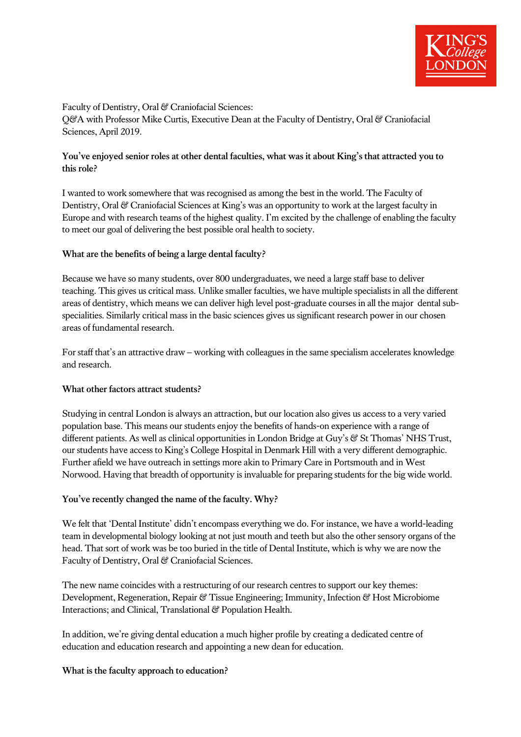Faculty of Dentistry, Oral & Craniofacial Sciences:
Q&A with Professor Mike Curtis, Executive Dean at the Faculty of Dentistry, Oral & Craniofacial Sciences, April 2019.

**You've enjoyed senior roles at other dental faculties, what was it about King's that attracted you to this role?**

I wanted to work somewhere that was recognised as among the best in the world. The Faculty of Dentistry, Oral & Craniofacial Sciences at King's was an opportunity to work at the largest faculty in Europe and with research teams of the highest quality. I'm excited by the challenge of enabling the faculty to meet our goal of delivering the best possible oral health to society.

**What are the benefits of being a large dental faculty?**

Because we have so many students, over 800 undergraduates, we need a large staff base to deliver teaching. This gives us critical mass. Unlike smaller faculties, we have multiple specialists in all the different areas of dentistry, which means we can deliver high level post-graduate courses in all the major dental sub-specialities. Similarly critical mass in the basic sciences gives us significant research power in our chosen areas of fundamental research.

For staff that's an attractive draw – working with colleagues in the same specialism accelerates knowledge and research.

**What other factors attract students?**

Studying in central London is always an attraction, but our location also gives us access to a very varied population base. This means our students enjoy the benefits of hands-on experience with a range of different patients. As well as clinical opportunities in London Bridge at Guy's & St Thomas' NHS Trust, our students have access to King's College Hospital in Denmark Hill with a very different demographic. Further afield we have outreach in settings more akin to Primary Care in Portsmouth and in West Norwood. Having that breadth of opportunity is invaluable for preparing students for the big wide world.

**You've recently changed the name of the faculty. Why?**

We felt that 'Dental Institute' didn't encompass everything we do. For instance, we have a world-leading team in developmental biology looking at not just mouth and teeth but also the other sensory organs of the head. That sort of work was be too buried in the title of Dental Institute, which is why we are now the Faculty of Dentistry, Oral & Craniofacial Sciences.

The new name coincides with a restructuring of our research centres to support our key themes: Development, Regeneration, Repair & Tissue Engineering; Immunity, Infection & Host Microbiome Interactions; and Clinical, Translational & Population Health.

In addition, we're giving dental education a much higher profile by creating a dedicated centre of education and education research and appointing a new dean for education.

**What is the faculty approach to education?**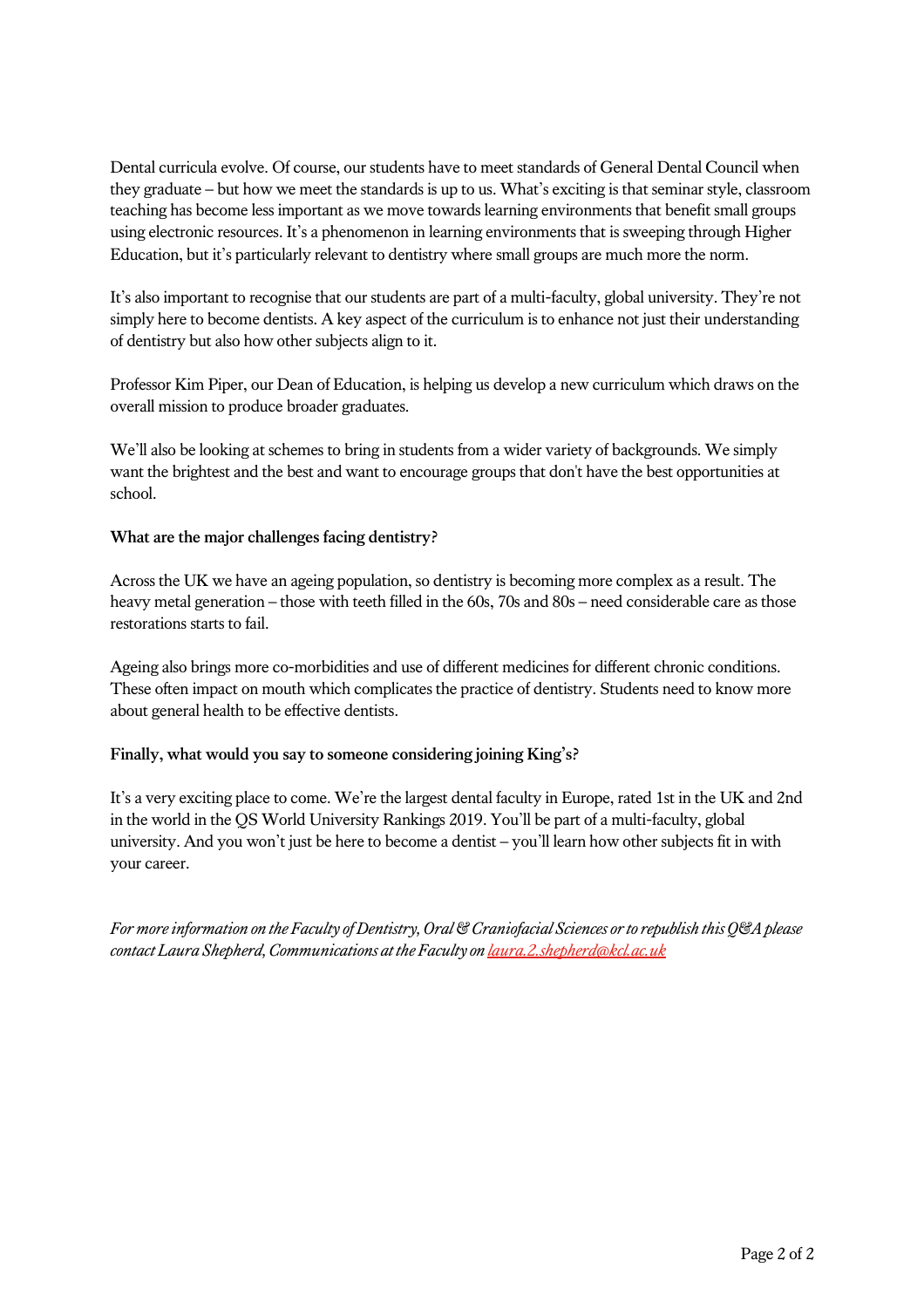Dental curricula evolve. Of course, our students have to meet standards of General Dental Council when they graduate – but how we meet the standards is up to us. What's exciting is that seminar style, classroom teaching has become less important as we move towards learning environments that benefit small groups using electronic resources. It's a phenomenon in learning environments that is sweeping through Higher Education, but it's particularly relevant to dentistry where small groups are much more the norm.

It's also important to recognise that our students are part of a multi-faculty, global university. They're not simply here to become dentists. A key aspect of the curriculum is to enhance not just their understanding of dentistry but also how other subjects align to it.

Professor Kim Piper, our Dean of Education, is helping us develop a new curriculum which draws on the overall mission to produce broader graduates.

We'll also be looking at schemes to bring in students from a wider variety of backgrounds. We simply want the brightest and the best and want to encourage groups that don't have the best opportunities at school.

**What are the major challenges facing dentistry?**

Across the UK we have an ageing population, so dentistry is becoming more complex as a result. The heavy metal generation – those with teeth filled in the 60s, 70s and 80s – need considerable care as those restorations starts to fail.

Ageing also brings more co-morbidities and use of different medicines for different chronic conditions. These often impact on mouth which complicates the practice of dentistry. Students need to know more about general health to be effective dentists.

**Finally, what would you say to someone considering joining King's?**

It's a very exciting place to come. We're the largest dental faculty in Europe, rated 1st in the UK and 2nd in the world in the QS World University Rankings 2019. You'll be part of a multi-faculty, global university. And you won't just be here to become a dentist – you'll learn how other subjects fit in with your career.

*For more information on the Faculty of Dentistry, Oral & Craniofacial Sciences or to republish this Q&A please contact Laura Shepherd, Communications at the Faculty on [laura.2.shepherd@kcl.ac.uk](mailto:laura.2.shepherd@kcl.ac.uk)*